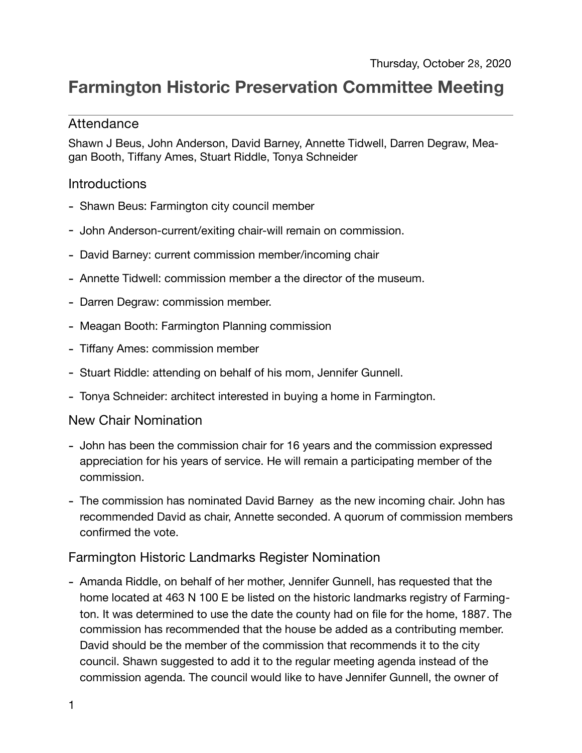Thursday, October 28, 2020

# Farmington Historic Preservation Committee Meeting

## Attendance

Shawn J Beus, John Anderson, David Barney, Annette Tidwell, Darren Degraw, Meagan Booth, Tiffany Ames, Stuart Riddle, Tonya Schneider

## Introductions

- Shawn Beus: Farmington city council member
- John Anderson-current/exiting chair-will remain on commission.
- David Barney: current commission member/incoming chair
- Annette Tidwell: commission member a the director of the museum.
- Darren Degraw: commission member.
- Meagan Booth: Farmington Planning commission
- Tiffany Ames: commission member
- Stuart Riddle: attending on behalf of his mom, Jennifer Gunnell.
- Tonya Schneider: architect interested in buying a home in Farmington.

## New Chair Nomination

- John has been the commission chair for 16 years and the commission expressed appreciation for his years of service. He will remain a participating member of the commission.
- The commission has nominated David Barney as the new incoming chair. John has recommended David as chair, Annette seconded. A quorum of commission members confirmed the vote.

## Farmington Historic Landmarks Register Nomination

- Amanda Riddle, on behalf of her mother, Jennifer Gunnell, has requested that the home located at 463 N 100 E be listed on the historic landmarks registry of Farmington. It was determined to use the date the county had on file for the home, 1887. The commission has recommended that the house be added as a contributing member. David should be the member of the commission that recommends it to the city council. Shawn suggested to add it to the regular meeting agenda instead of the commission agenda. The council would like to have Jennifer Gunnell, the owner of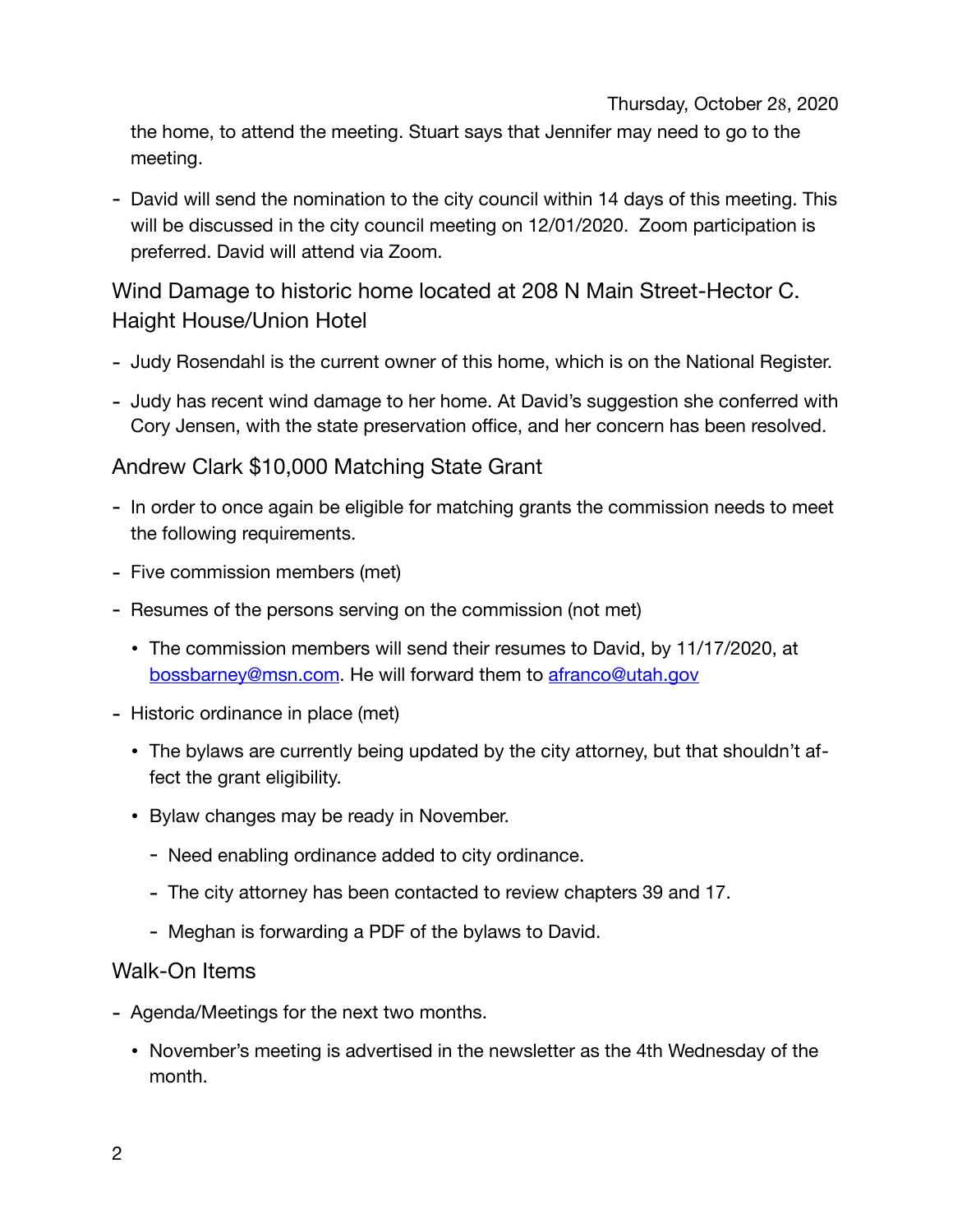the home, to attend the meeting. Stuart says that Jennifer may need to go to the meeting.

- David will send the nomination to the city council within 14 days of this meeting. This will be discussed in the city council meeting on 12/01/2020. Zoom participation is preferred. David will attend via Zoom.

## Wind Damage to historic home located at 208 N Main Street-Hector C. Haight House/Union Hotel

- Judy Rosendahl is the current owner of this home, which is on the National Register.
- Judy has recent wind damage to her home. At David's suggestion she conferred with Cory Jensen, with the state preservation office, and her concern has been resolved.

## Andrew Clark $10,000 Matching State Grant

- In order to once again be eligible for matching grants the commission needs to meet the following requirements.
- Five commission members (met)
- Resumes of the persons serving on the commission (not met)
    - The commission members will send their resumes to David, by 11/17/2020, at bossbarney@msn.com. He will forward them to afranco@utah.gov
- Historic ordinance in place (met)
    - The bylaws are currently being updated by the city attorney, but that shouldn't affect the grant eligibility.
    - Bylaw changes may be ready in November.
        - Need enabling ordinance added to city ordinance.
        - The city attorney has been contacted to review chapters 39 and 17.
        - Meghan is forwarding a PDF of the bylaws to David.

## Walk-On Items

- Agenda/Meetings for the next two months.
    - November's meeting is advertised in the newsletter as the 4th Wednesday of the month.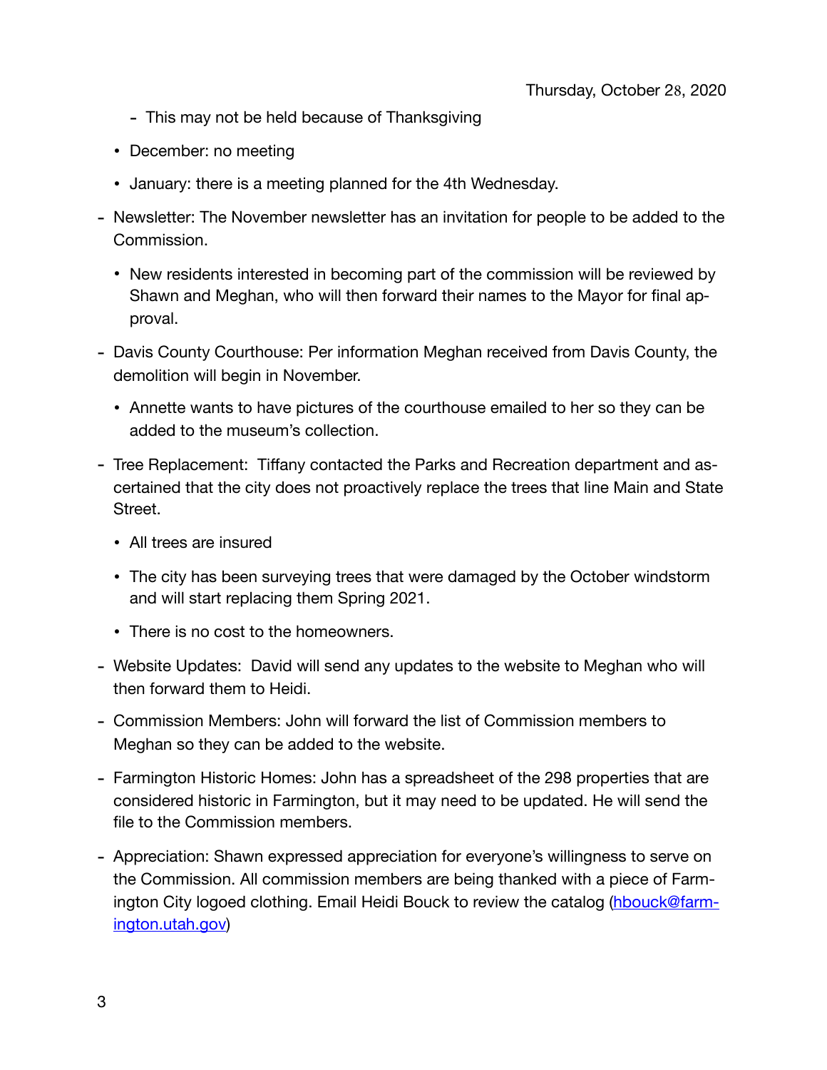- This may not be held because of Thanksgiving
- December: no meeting
- January: there is a meeting planned for the 4th Wednesday.

- Newsletter: The November newsletter has an invitation for people to be added to the Commission.
  - New residents interested in becoming part of the commission will be reviewed by Shawn and Meghan, who will then forward their names to the Mayor for final approval.
- Davis County Courthouse: Per information Meghan received from Davis County, the demolition will begin in November.
  - Annette wants to have pictures of the courthouse emailed to her so they can be added to the museum's collection.
- Tree Replacement: Tiffany contacted the Parks and Recreation department and ascertained that the city does not proactively replace the trees that line Main and State Street.
  - All trees are insured
  - The city has been surveying trees that were damaged by the October windstorm and will start replacing them Spring 2021.
  - There is no cost to the homeowners.
- Website Updates: David will send any updates to the website to Meghan who will then forward them to Heidi.
- Commission Members: John will forward the list of Commission members to Meghan so they can be added to the website.
- Farmington Historic Homes: John has a spreadsheet of the 298 properties that are considered historic in Farmington, but it may need to be updated. He will send the file to the Commission members.
- Appreciation: Shawn expressed appreciation for everyone's willingness to serve on the Commission. All commission members are being thanked with a piece of Farmington City logoed clothing. Email Heidi Bouck to review the catalog (hbouck@farmington.utah.gov)